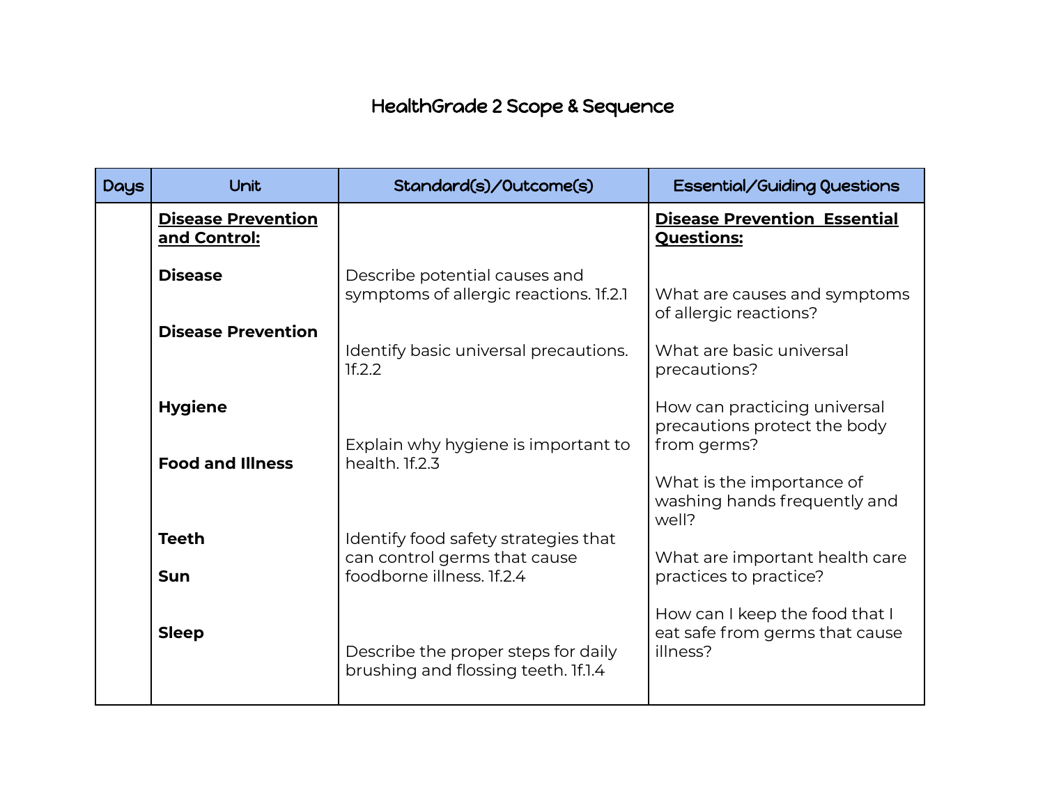# HealthGrade 2 Scope & Sequence

| Days | Unit | Standard(s)/Outcome(s) | Essential/Guiding Questions |
|---|---|---|---|
| | **Disease Prevention and Control:**<br><br>**Disease**<br><br>**Disease Prevention**<br><br>**Hygiene**<br><br>**Food and Illness**<br><br>**Teeth**<br><br>**Sun**<br><br>**Sleep** | Describe potential causes and symptoms of allergic reactions. 1f.2.1<br><br>Identify basic universal precautions. 1f.2.2<br><br>Explain why hygiene is important to health. 1f.2.3<br><br>Identify food safety strategies that can control germs that cause foodborne illness. 1f.2.4<br><br>Describe the proper steps for daily brushing and flossing teeth. 1f.1.4 | **Disease Prevention Essential Questions:**<br><br>What are causes and symptoms of allergic reactions?<br><br>What are basic universal precautions?<br><br>How can practicing universal precautions protect the body from germs?<br><br>What is the importance of washing hands frequently and well?<br><br>What are important health care practices to practice?<br><br>How can I keep the food that I eat safe from germs that cause illness? |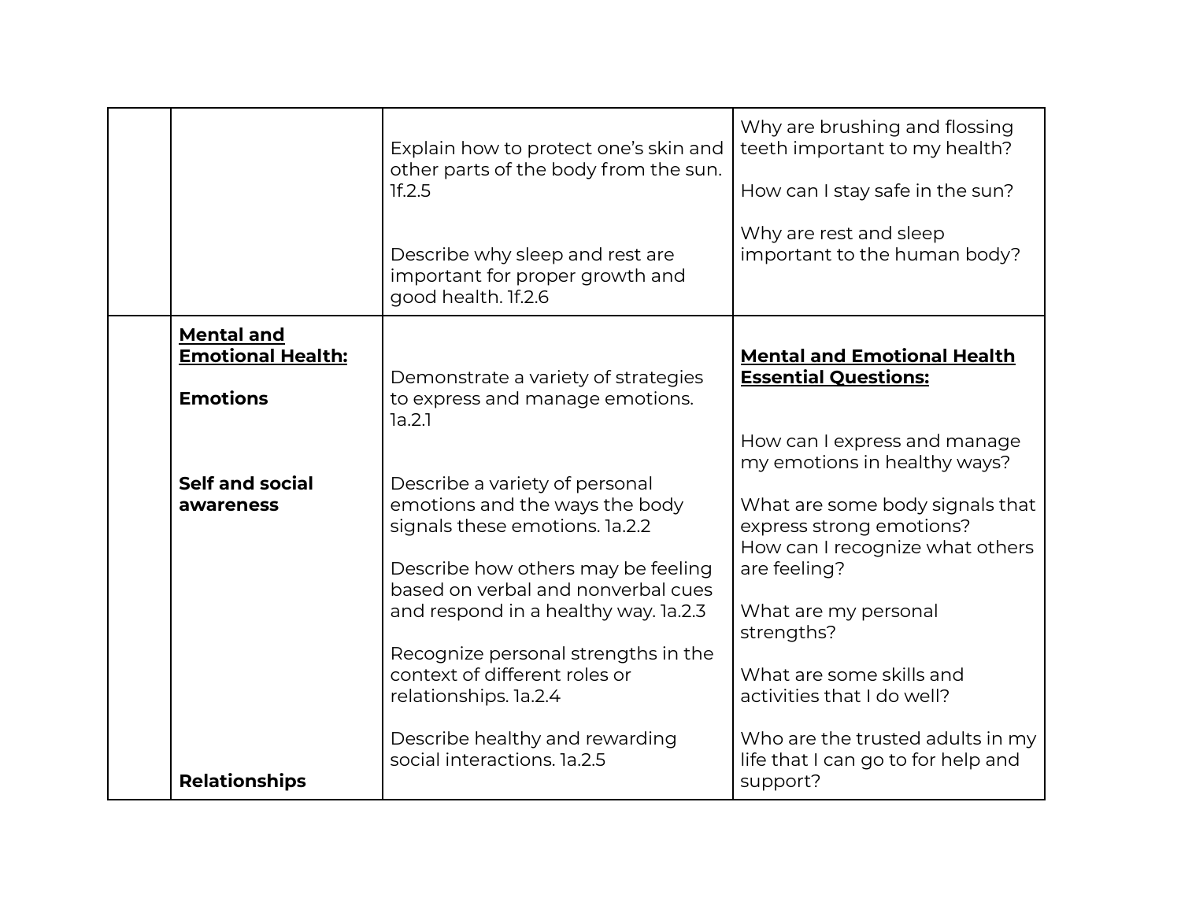| | | | |
|---|---|---|---|
| | | Explain how to protect one's skin and other parts of the body from the sun. 1f.2.5<br><br>Describe why sleep and rest are important for proper growth and good health. 1f.2.6 | Why are brushing and flossing teeth important to my health?<br><br>How can I stay safe in the sun?<br><br>Why are rest and sleep important to the human body? |
| | <u>**Mental and Emotional Health:**</u><br><br>**Emotions**<br><br>**Self and social awareness**<br><br>**Relationships** | Demonstrate a variety of strategies to express and manage emotions. 1a.2.1<br><br>Describe a variety of personal emotions and the ways the body signals these emotions. 1a.2.2<br><br>Describe how others may be feeling based on verbal and nonverbal cues and respond in a healthy way. 1a.2.3<br><br>Recognize personal strengths in the context of different roles or relationships. 1a.2.4<br><br>Describe healthy and rewarding social interactions. 1a.2.5 | <u>**Mental and Emotional Health Essential Questions:**</u><br><br>How can I express and manage my emotions in healthy ways?<br><br>What are some body signals that express strong emotions?<br>How can I recognize what others are feeling?<br><br>What are my personal strengths?<br><br>What are some skills and activities that I do well?<br><br>Who are the trusted adults in my life that I can go to for help and support? |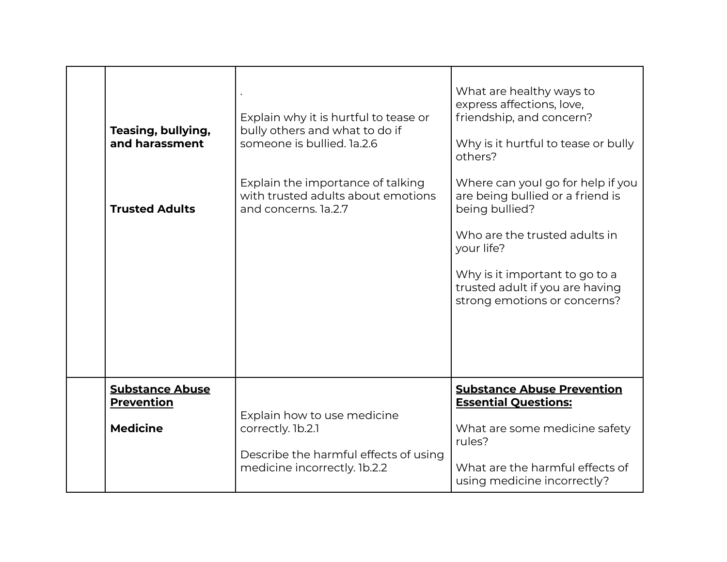| | | | |
|---|---|---|---|
| | **Teasing, bullying, and harassment**<br><br>**Trusted Adults** | .<br><br>Explain why it is hurtful to tease or bully others and what to do if someone is bullied. 1a.2.6<br><br>Explain the importance of talking with trusted adults about emotions and concerns. 1a.2.7 | What are healthy ways to express affections, love, friendship, and concern?<br><br>Why is it hurtful to tease or bully others?<br><br>Where can youI go for help if you are being bullied or a friend is being bullied?<br><br>Who are the trusted adults in your life?<br><br>Why is it important to go to a trusted adult if you are having strong emotions or concerns? |
| | **Substance Abuse Prevention**<br><br>**Medicine** | Explain how to use medicine correctly. 1b.2.1<br><br>Describe the harmful effects of using medicine incorrectly. 1b.2.2 | **Substance Abuse Prevention Essential Questions:**<br><br>What are some medicine safety rules?<br><br>What are the harmful effects of using medicine incorrectly? |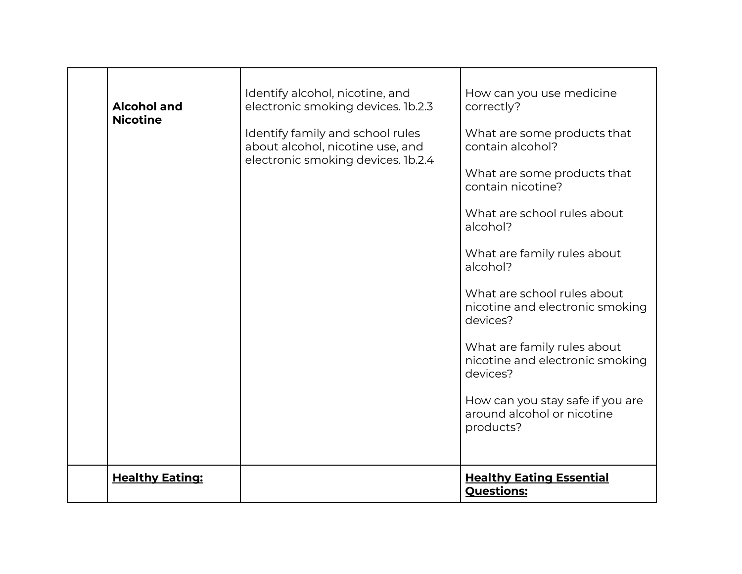| | | | |
|---|---|---|---|
| | **Alcohol and Nicotine** | Identify alcohol, nicotine, and electronic smoking devices. 1b.2.3<br><br>Identify family and school rules about alcohol, nicotine use, and electronic smoking devices. 1b.2.4 | How can you use medicine correctly?<br><br>What are some products that contain alcohol?<br><br>What are some products that contain nicotine?<br><br>What are school rules about alcohol?<br><br>What are family rules about alcohol?<br><br>What are school rules about nicotine and electronic smoking devices?<br><br>What are family rules about nicotine and electronic smoking devices?<br><br>How can you stay safe if you are around alcohol or nicotine products? |
| | **Healthy Eating:** | | **Healthy Eating Essential Questions:** |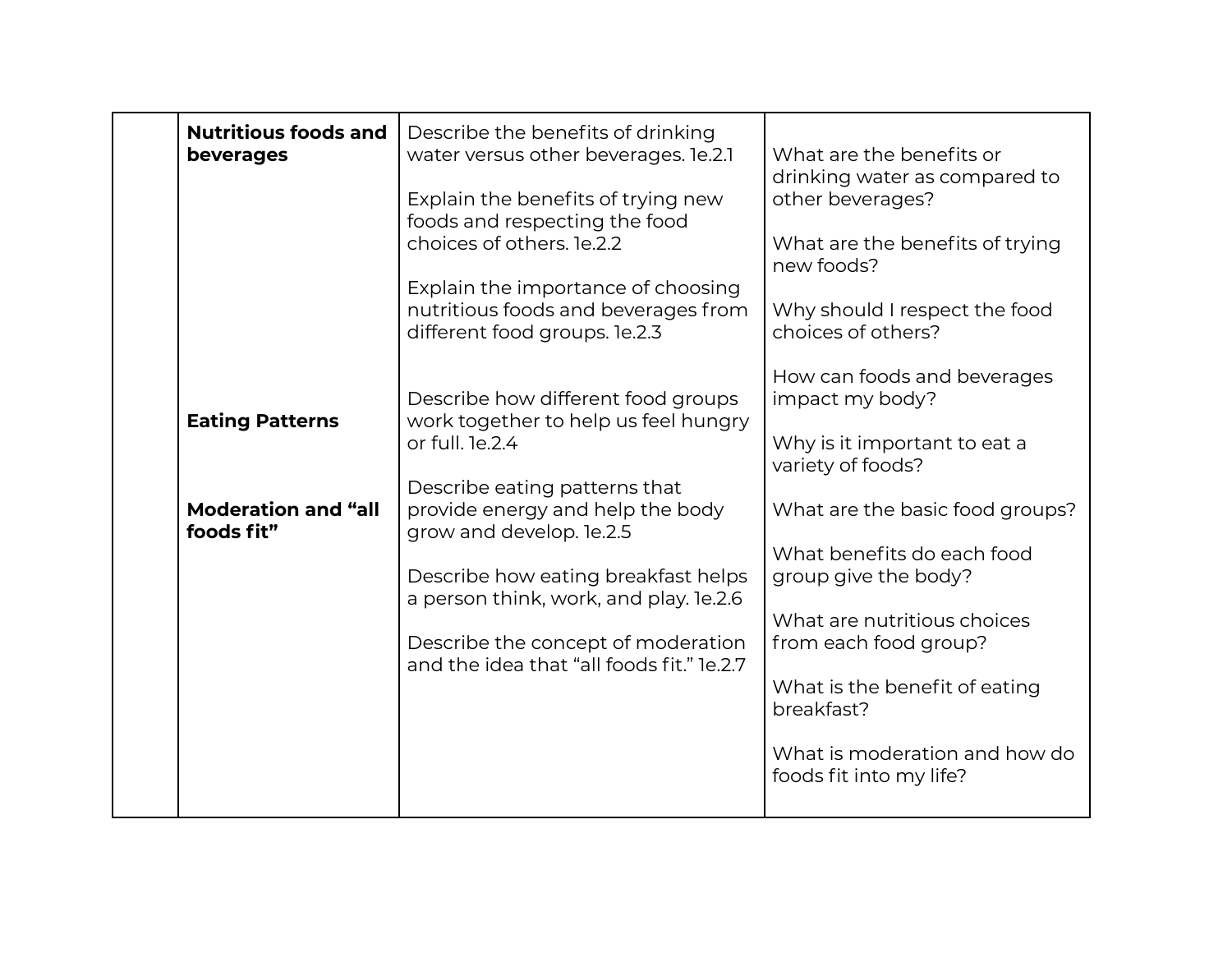| | | | |
|---|---|---|---|
| | **Nutritious foods and beverages**<br><br><br><br><br><br><br><br><br><br><br>**Eating Patterns**<br><br><br><br>**Moderation and "all foods fit"** | Describe the benefits of drinking water versus other beverages. 1e.2.1<br><br>Explain the benefits of trying new foods and respecting the food choices of others. 1e.2.2<br><br>Explain the importance of choosing nutritious foods and beverages from different food groups. 1e.2.3<br><br><br>Describe how different food groups work together to help us feel hungry or full. 1e.2.4<br><br>Describe eating patterns that provide energy and help the body grow and develop. 1e.2.5<br><br>Describe how eating breakfast helps a person think, work, and play. 1e.2.6<br><br>Describe the concept of moderation and the idea that "all foods fit." 1e.2.7 | What are the benefits or drinking water as compared to other beverages?<br><br>What are the benefits of trying new foods?<br><br>Why should I respect the food choices of others?<br><br>How can foods and beverages impact my body?<br><br>Why is it important to eat a variety of foods?<br><br>What are the basic food groups?<br><br>What benefits do each food group give the body?<br><br>What are nutritious choices from each food group?<br><br>What is the benefit of eating breakfast?<br><br>What is moderation and how do foods fit into my life? |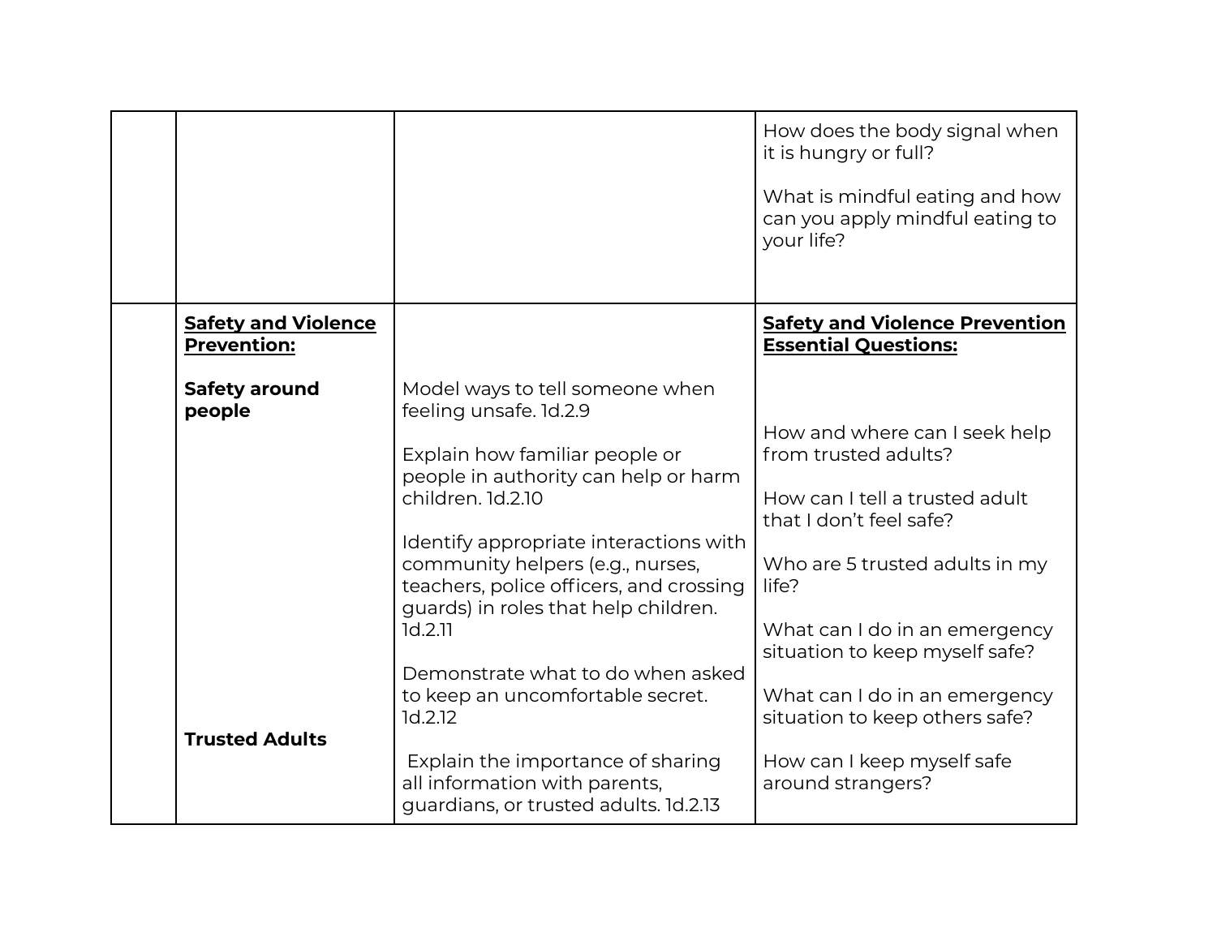| | | | |
|---|---|---|---|
| | | | How does the body signal when it is hungry or full?<br><br>What is mindful eating and how can you apply mindful eating to your life? |
| | **<u>Safety and Violence Prevention:</u>**<br><br>**Safety around people**<br><br><br><br><br><br><br><br><br><br><br>**Trusted Adults** | Model ways to tell someone when feeling unsafe. 1d.2.9<br><br>Explain how familiar people or people in authority can help or harm children. 1d.2.10<br><br>Identify appropriate interactions with community helpers (e.g., nurses, teachers, police officers, and crossing guards) in roles that help children. 1d.2.11<br><br>Demonstrate what to do when asked to keep an uncomfortable secret. 1d.2.12<br><br>Explain the importance of sharing all information with parents, guardians, or trusted adults. 1d.2.13 | **<u>Safety and Violence Prevention Essential Questions:</u>**<br><br>How and where can I seek help from trusted adults?<br><br>How can I tell a trusted adult that I don't feel safe?<br><br>Who are 5 trusted adults in my life?<br><br>What can I do in an emergency situation to keep myself safe?<br><br>What can I do in an emergency situation to keep others safe?<br><br>How can I keep myself safe around strangers? |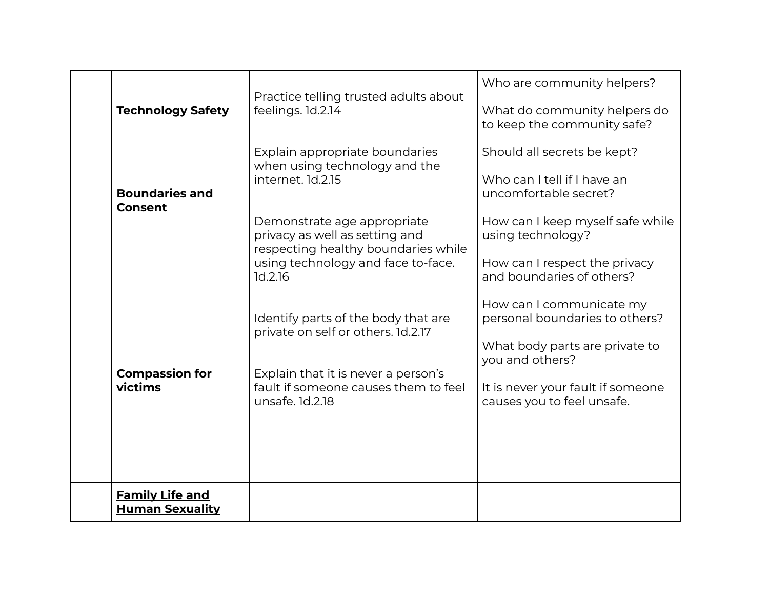| | | | |
|---|---|---|---|
| | **Technology Safety**<br><br>**Boundaries and Consent**<br><br>**Compassion for victims** | Practice telling trusted adults about feelings. 1d.2.14<br><br>Explain appropriate boundaries when using technology and the internet. 1d.2.15<br><br>Demonstrate age appropriate privacy as well as setting and respecting healthy boundaries while using technology and face to-face. 1d.2.16<br><br>Identify parts of the body that are private on self or others. 1d.2.17<br><br>Explain that it is never a person's fault if someone causes them to feel unsafe. 1d.2.18 | Who are community helpers?<br><br>What do community helpers do to keep the community safe?<br><br>Should all secrets be kept?<br><br>Who can I tell if I have an uncomfortable secret?<br><br>How can I keep myself safe while using technology?<br><br>How can I respect the privacy and boundaries of others?<br><br>How can I communicate my personal boundaries to others?<br><br>What body parts are private to you and others?<br><br>It is never your fault if someone causes you to feel unsafe. |
| | **Family Life and Human Sexuality** | | |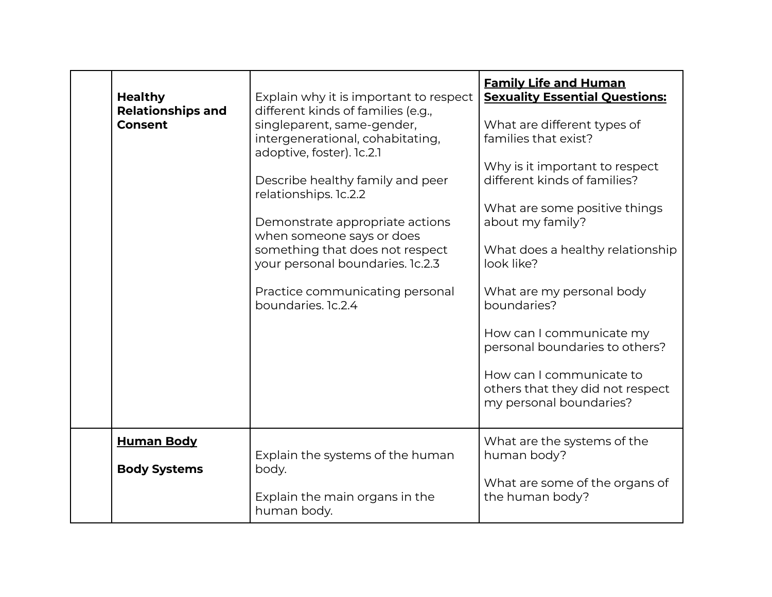| | | | |
|---|---|---|---|
| | **Healthy Relationships and Consent** | Explain why it is important to respect different kinds of families (e.g., singleparent, same-gender, intergenerational, cohabitating, adoptive, foster). 1c.2.1<br><br>Describe healthy family and peer relationships. 1c.2.2<br><br>Demonstrate appropriate actions when someone says or does something that does not respect your personal boundaries. 1c.2.3<br><br>Practice communicating personal boundaries. 1c.2.4 | <u>**Family Life and Human Sexuality Essential Questions:**</u><br><br>What are different types of families that exist?<br><br>Why is it important to respect different kinds of families?<br><br>What are some positive things about my family?<br><br>What does a healthy relationship look like?<br><br>What are my personal body boundaries?<br><br>How can I communicate my personal boundaries to others?<br><br>How can I communicate to others that they did not respect my personal boundaries? |
| | <u>**Human Body**</u><br><br>**Body Systems** | Explain the systems of the human body.<br><br>Explain the main organs in the human body. | What are the systems of the human body?<br><br>What are some of the organs of the human body? |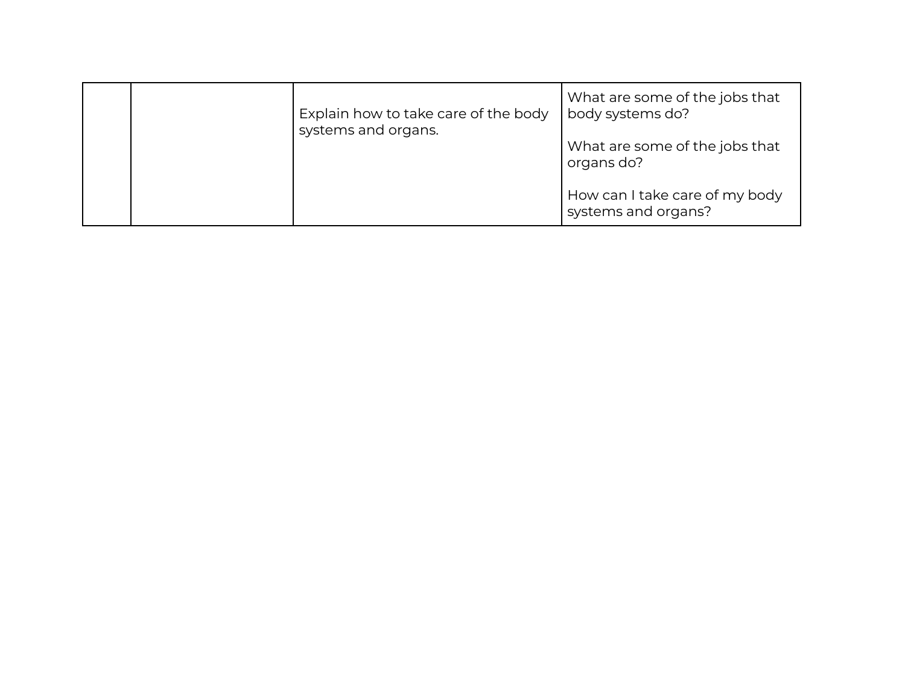| | | | |
|---|---|---|---|
| | | Explain how to take care of the body systems and organs. | What are some of the jobs that body systems do?<br><br>What are some of the jobs that organs do?<br><br>How can I take care of my body systems and organs? |